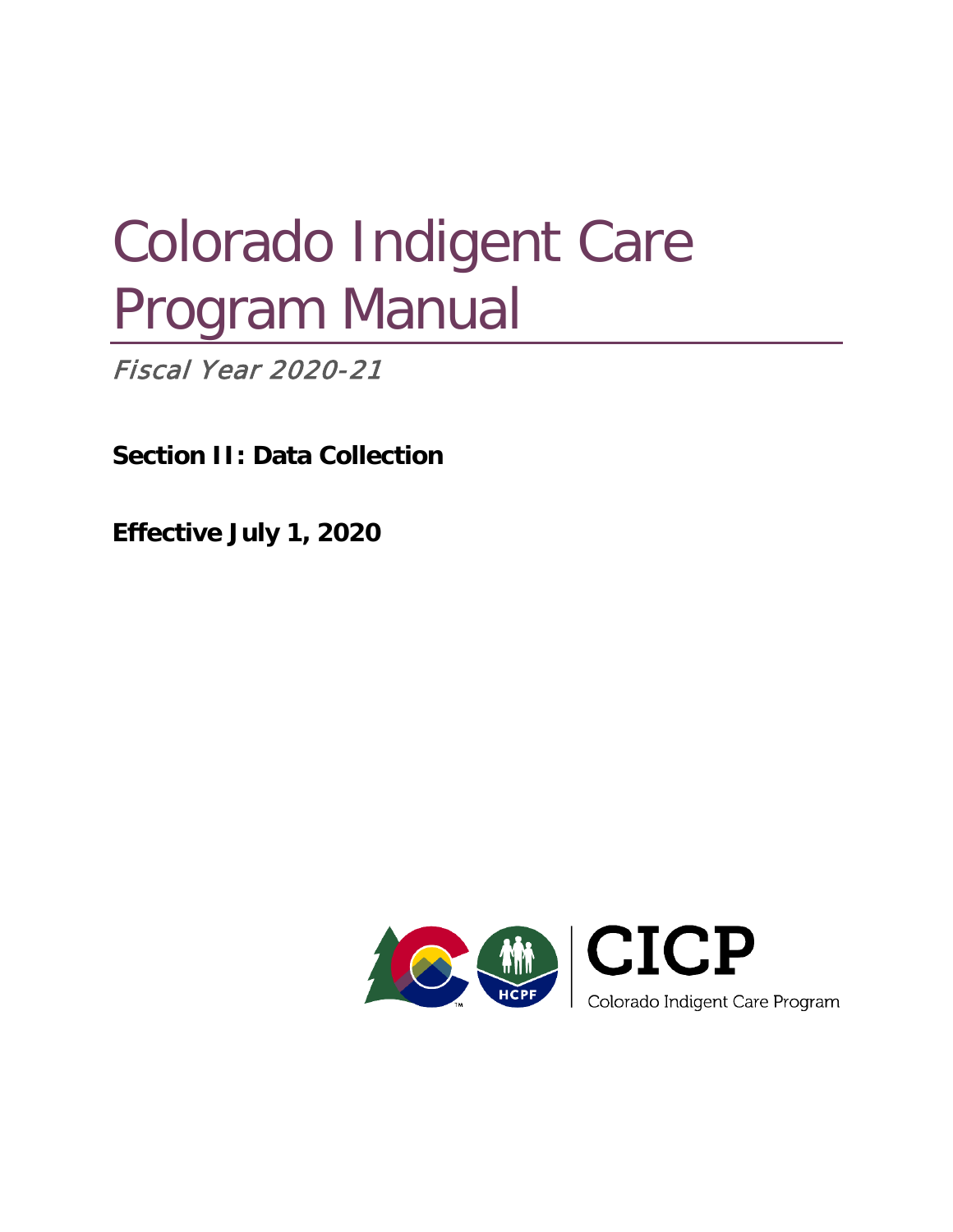# Colorado Indigent Care Program Manual

*Fiscal Year 2020-21*

**Section II: Data Collection**

**Effective July 1, 2020**

CICP

Colorado Indigent Care Program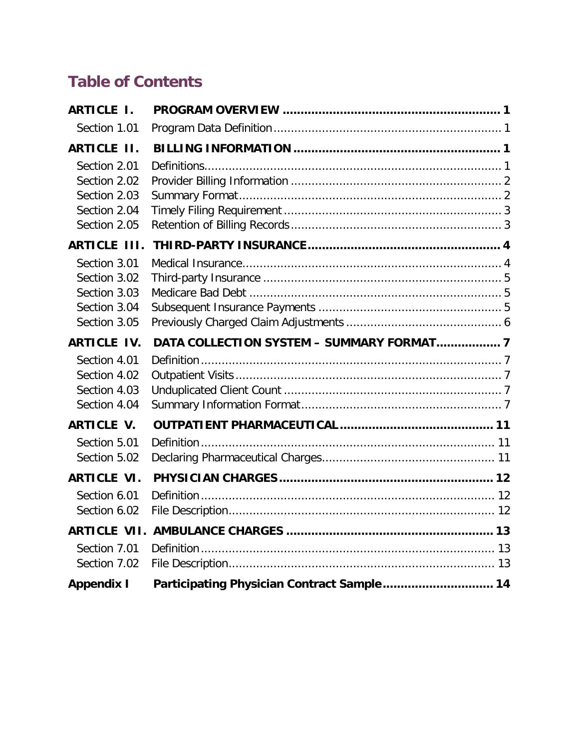## Table of Contents

**ARTICLE I. PROGRAM OVERVIEW** ............ **1**
- Section 1.01 Program Data Definition ............ 1

**ARTICLE II. BILLING INFORMATION** ............ **1**
- Section 2.01 Definitions ............ 1
- Section 2.02 Provider Billing Information ............ 2
- Section 2.03 Summary Format ............ 2
- Section 2.04 Timely Filing Requirement ............ 3
- Section 2.05 Retention of Billing Records ............ 3

**ARTICLE III. THIRD-PARTY INSURANCE** ............ **4**
- Section 3.01 Medical Insurance ............ 4
- Section 3.02 Third-party Insurance ............ 5
- Section 3.03 Medicare Bad Debt ............ 5
- Section 3.04 Subsequent Insurance Payments ............ 5
- Section 3.05 Previously Charged Claim Adjustments ............ 6

**ARTICLE IV. DATA COLLECTION SYSTEM – SUMMARY FORMAT** ............ **7**
- Section 4.01 Definition ............ 7
- Section 4.02 Outpatient Visits ............ 7
- Section 4.03 Unduplicated Client Count ............ 7
- Section 4.04 Summary Information Format ............ 7

**ARTICLE V. OUTPATIENT PHARMACEUTICAL** ............ **11**
- Section 5.01 Definition ............ 11
- Section 5.02 Declaring Pharmaceutical Charges ............ 11

**ARTICLE VI. PHYSICIAN CHARGES** ............ **12**
- Section 6.01 Definition ............ 12
- Section 6.02 File Description ............ 12

**ARTICLE VII. AMBULANCE CHARGES** ............ **13**
- Section 7.01 Definition ............ 13
- Section 7.02 File Description ............ 13

**Appendix I Participating Physician Contract Sample** ............ **14**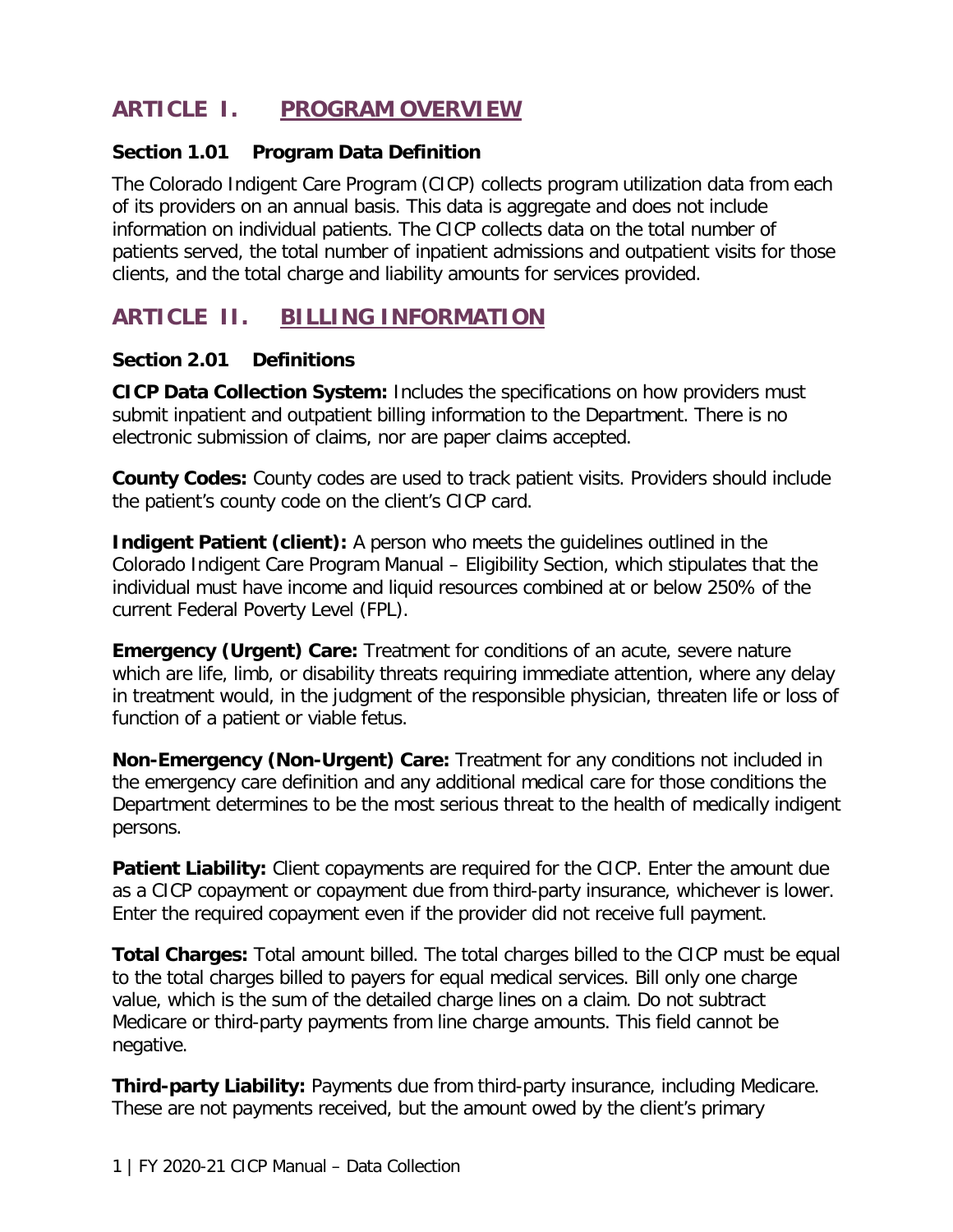# ARTICLE I. PROGRAM OVERVIEW

## Section 1.01 Program Data Definition

The Colorado Indigent Care Program (CICP) collects program utilization data from each of its providers on an annual basis. This data is aggregate and does not include information on individual patients. The CICP collects data on the total number of patients served, the total number of inpatient admissions and outpatient visits for those clients, and the total charge and liability amounts for services provided.

# ARTICLE II. BILLING INFORMATION

## Section 2.01 Definitions

**CICP Data Collection System:** Includes the specifications on how providers must submit inpatient and outpatient billing information to the Department. There is no electronic submission of claims, nor are paper claims accepted.

**County Codes:** County codes are used to track patient visits. Providers should include the patient's county code on the client's CICP card.

**Indigent Patient (client):** A person who meets the guidelines outlined in the Colorado Indigent Care Program Manual – Eligibility Section, which stipulates that the individual must have income and liquid resources combined at or below 250% of the current Federal Poverty Level (FPL).

**Emergency (Urgent) Care:** Treatment for conditions of an acute, severe nature which are life, limb, or disability threats requiring immediate attention, where any delay in treatment would, in the judgment of the responsible physician, threaten life or loss of function of a patient or viable fetus.

**Non-Emergency (Non-Urgent) Care:** Treatment for any conditions not included in the emergency care definition and any additional medical care for those conditions the Department determines to be the most serious threat to the health of medically indigent persons.

**Patient Liability:** Client copayments are required for the CICP. Enter the amount due as a CICP copayment or copayment due from third-party insurance, whichever is lower. Enter the required copayment even if the provider did not receive full payment.

**Total Charges:** Total amount billed. The total charges billed to the CICP must be equal to the total charges billed to payers for equal medical services. Bill only one charge value, which is the sum of the detailed charge lines on a claim. Do not subtract Medicare or third-party payments from line charge amounts. This field cannot be negative.

**Third-party Liability:** Payments due from third-party insurance, including Medicare. These are not payments received, but the amount owed by the client's primary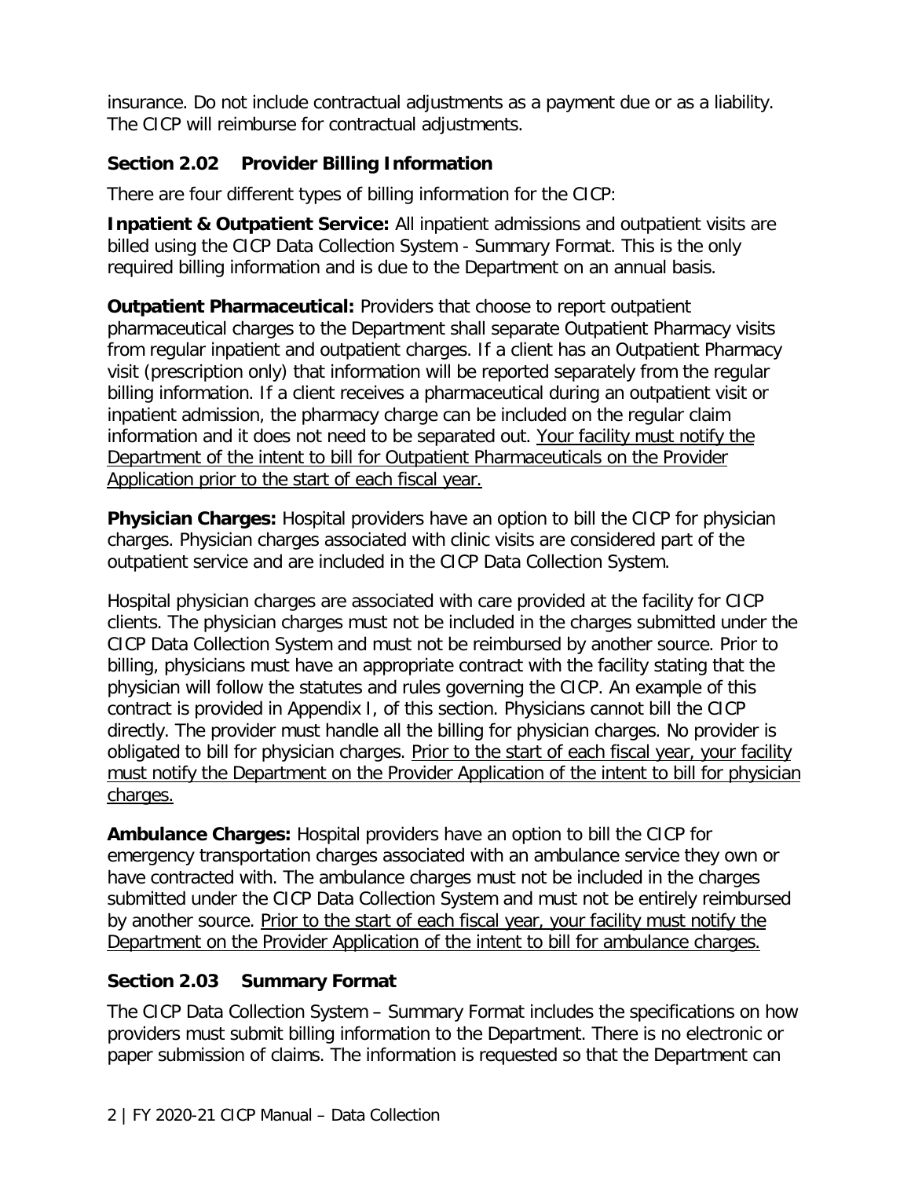insurance. Do not include contractual adjustments as a payment due or as a liability. The CICP will reimburse for contractual adjustments.

### Section 2.02 Provider Billing Information

There are four different types of billing information for the CICP:

**Inpatient & Outpatient Service:** All inpatient admissions and outpatient visits are billed using the CICP Data Collection System - Summary Format. This is the only required billing information and is due to the Department on an annual basis.

**Outpatient Pharmaceutical:** Providers that choose to report outpatient pharmaceutical charges to the Department shall separate Outpatient Pharmacy visits from regular inpatient and outpatient charges. If a client has an Outpatient Pharmacy visit (prescription only) that information will be reported separately from the regular billing information. If a client receives a pharmaceutical during an outpatient visit or inpatient admission, the pharmacy charge can be included on the regular claim information and it does not need to be separated out. Your facility must notify the Department of the intent to bill for Outpatient Pharmaceuticals on the Provider Application prior to the start of each fiscal year.

**Physician Charges:** Hospital providers have an option to bill the CICP for physician charges. Physician charges associated with clinic visits are considered part of the outpatient service and are included in the CICP Data Collection System.

Hospital physician charges are associated with care provided at the facility for CICP clients. The physician charges must not be included in the charges submitted under the CICP Data Collection System and must not be reimbursed by another source. Prior to billing, physicians must have an appropriate contract with the facility stating that the physician will follow the statutes and rules governing the CICP. An example of this contract is provided in Appendix I, of this section. Physicians cannot bill the CICP directly. The provider must handle all the billing for physician charges. No provider is obligated to bill for physician charges. Prior to the start of each fiscal year, your facility must notify the Department on the Provider Application of the intent to bill for physician charges.

**Ambulance Charges:** Hospital providers have an option to bill the CICP for emergency transportation charges associated with an ambulance service they own or have contracted with. The ambulance charges must not be included in the charges submitted under the CICP Data Collection System and must not be entirely reimbursed by another source. Prior to the start of each fiscal year, your facility must notify the Department on the Provider Application of the intent to bill for ambulance charges.

### Section 2.03 Summary Format

The CICP Data Collection System – Summary Format includes the specifications on how providers must submit billing information to the Department. There is no electronic or paper submission of claims. The information is requested so that the Department can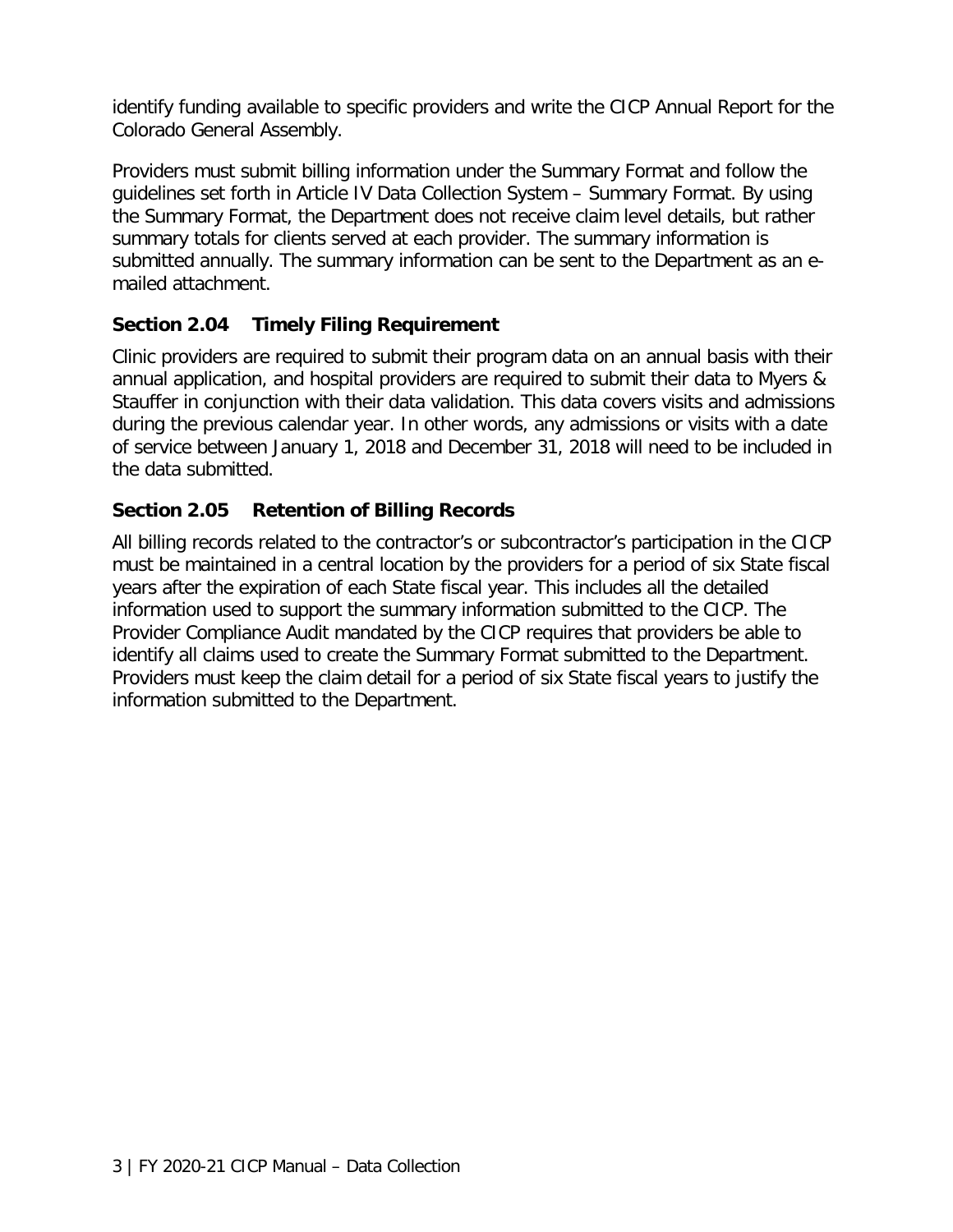identify funding available to specific providers and write the CICP Annual Report for the Colorado General Assembly.

Providers must submit billing information under the Summary Format and follow the guidelines set forth in Article IV Data Collection System – Summary Format. By using the Summary Format, the Department does not receive claim level details, but rather summary totals for clients served at each provider. The summary information is submitted annually. The summary information can be sent to the Department as an e-mailed attachment.

### Section 2.04 Timely Filing Requirement

Clinic providers are required to submit their program data on an annual basis with their annual application, and hospital providers are required to submit their data to Myers & Stauffer in conjunction with their data validation. This data covers visits and admissions during the previous calendar year. In other words, any admissions or visits with a date of service between January 1, 2018 and December 31, 2018 will need to be included in the data submitted.

### Section 2.05 Retention of Billing Records

All billing records related to the contractor's or subcontractor's participation in the CICP must be maintained in a central location by the providers for a period of six State fiscal years after the expiration of each State fiscal year. This includes all the detailed information used to support the summary information submitted to the CICP. The Provider Compliance Audit mandated by the CICP requires that providers be able to identify all claims used to create the Summary Format submitted to the Department. Providers must keep the claim detail for a period of six State fiscal years to justify the information submitted to the Department.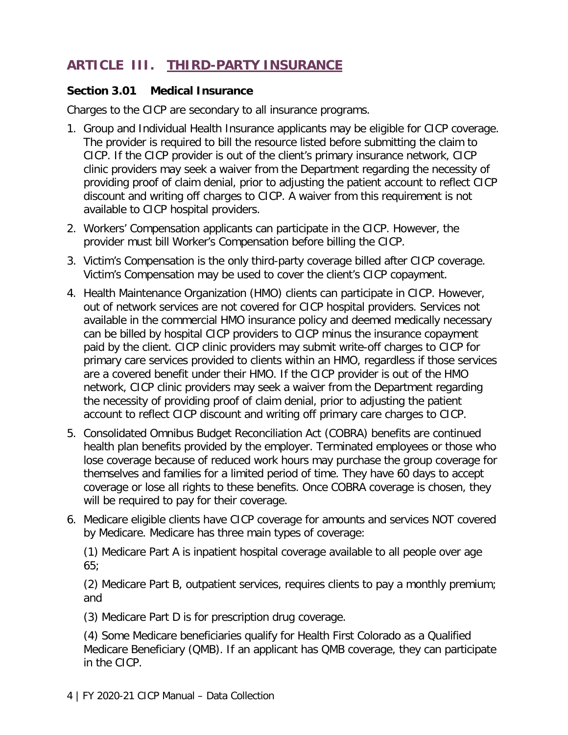## ARTICLE III. THIRD-PARTY INSURANCE

### Section 3.01 Medical Insurance

Charges to the CICP are secondary to all insurance programs.

1. Group and Individual Health Insurance applicants may be eligible for CICP coverage. The provider is required to bill the resource listed before submitting the claim to CICP. If the CICP provider is out of the client's primary insurance network, CICP clinic providers may seek a waiver from the Department regarding the necessity of providing proof of claim denial, prior to adjusting the patient account to reflect CICP discount and writing off charges to CICP. A waiver from this requirement is not available to CICP hospital providers.
2. Workers' Compensation applicants can participate in the CICP. However, the provider must bill Worker's Compensation before billing the CICP.
3. Victim's Compensation is the only third-party coverage billed after CICP coverage. Victim's Compensation may be used to cover the client's CICP copayment.
4. Health Maintenance Organization (HMO) clients can participate in CICP. However, out of network services are not covered for CICP hospital providers. Services not available in the commercial HMO insurance policy and deemed medically necessary can be billed by hospital CICP providers to CICP minus the insurance copayment paid by the client. CICP clinic providers may submit write-off charges to CICP for primary care services provided to clients within an HMO, regardless if those services are a covered benefit under their HMO. If the CICP provider is out of the HMO network, CICP clinic providers may seek a waiver from the Department regarding the necessity of providing proof of claim denial, prior to adjusting the patient account to reflect CICP discount and writing off primary care charges to CICP.
5. Consolidated Omnibus Budget Reconciliation Act (COBRA) benefits are continued health plan benefits provided by the employer. Terminated employees or those who lose coverage because of reduced work hours may purchase the group coverage for themselves and families for a limited period of time. They have 60 days to accept coverage or lose all rights to these benefits. Once COBRA coverage is chosen, they will be required to pay for their coverage.
6. Medicare eligible clients have CICP coverage for amounts and services NOT covered by Medicare. Medicare has three main types of coverage:

   (1) Medicare Part A is inpatient hospital coverage available to all people over age 65;

   (2) Medicare Part B, outpatient services, requires clients to pay a monthly premium; and

   (3) Medicare Part D is for prescription drug coverage.

   (4) Some Medicare beneficiaries qualify for Health First Colorado as a Qualified Medicare Beneficiary (QMB). If an applicant has QMB coverage, they can participate in the CICP.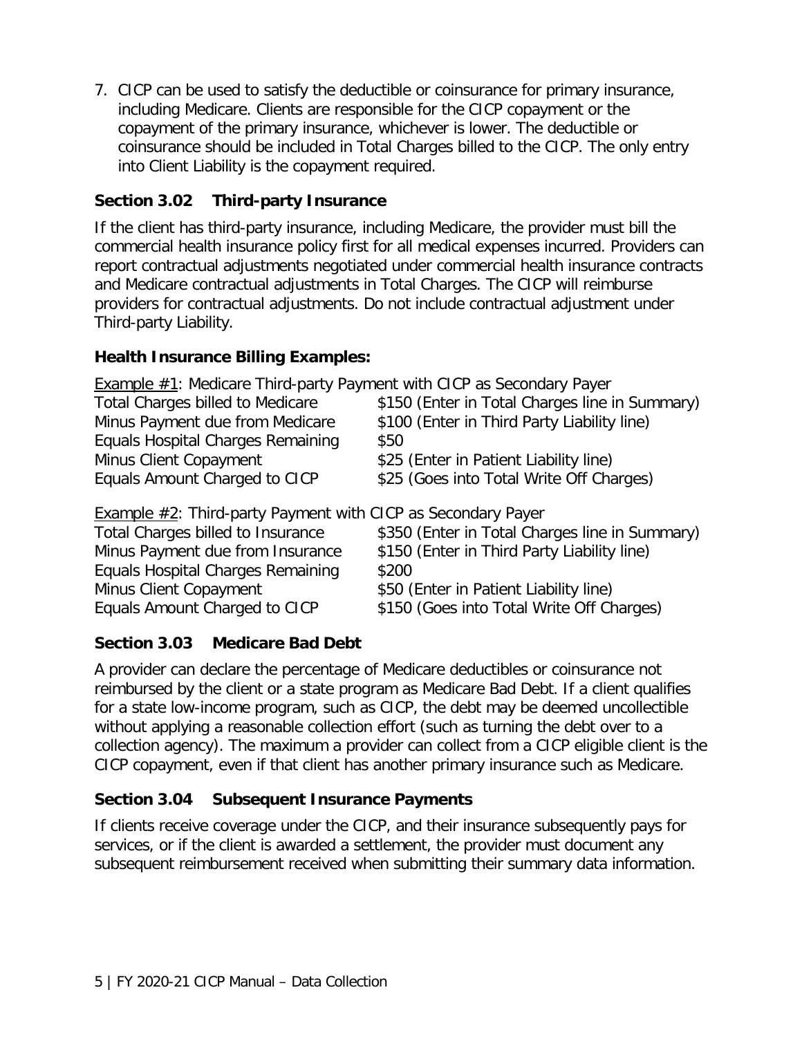7. CICP can be used to satisfy the deductible or coinsurance for primary insurance, including Medicare. Clients are responsible for the CICP copayment or the copayment of the primary insurance, whichever is lower. The deductible or coinsurance should be included in Total Charges billed to the CICP. The only entry into Client Liability is the copayment required.

### Section 3.02 Third-party Insurance

If the client has third-party insurance, including Medicare, the provider must bill the commercial health insurance policy first for all medical expenses incurred. Providers can report contractual adjustments negotiated under commercial health insurance contracts and Medicare contractual adjustments in Total Charges. The CICP will reimburse providers for contractual adjustments. Do not include contractual adjustment under Third-party Liability.

**Health Insurance Billing Examples:**

Example #1: Medicare Third-party Payment with CICP as Secondary Payer

| | |
|---|---|
| Total Charges billed to Medicare | $150 (Enter in Total Charges line in Summary) |
| Minus Payment due from Medicare | $100 (Enter in Third Party Liability line) |
| Equals Hospital Charges Remaining | $50 |
| Minus Client Copayment | $25 (Enter in Patient Liability line) |
| Equals Amount Charged to CICP | $25 (Goes into Total Write Off Charges) |

Example #2: Third-party Payment with CICP as Secondary Payer

| | |
|---|---|
| Total Charges billed to Insurance | $350 (Enter in Total Charges line in Summary) |
| Minus Payment due from Insurance | $150 (Enter in Third Party Liability line) |
| Equals Hospital Charges Remaining | $200 |
| Minus Client Copayment | $50 (Enter in Patient Liability line) |
| Equals Amount Charged to CICP | $150 (Goes into Total Write Off Charges) |

### Section 3.03 Medicare Bad Debt

A provider can declare the percentage of Medicare deductibles or coinsurance not reimbursed by the client or a state program as Medicare Bad Debt. If a client qualifies for a state low-income program, such as CICP, the debt may be deemed uncollectible without applying a reasonable collection effort (such as turning the debt over to a collection agency). The maximum a provider can collect from a CICP eligible client is the CICP copayment, even if that client has another primary insurance such as Medicare.

### Section 3.04 Subsequent Insurance Payments

If clients receive coverage under the CICP, and their insurance subsequently pays for services, or if the client is awarded a settlement, the provider must document any subsequent reimbursement received when submitting their summary data information.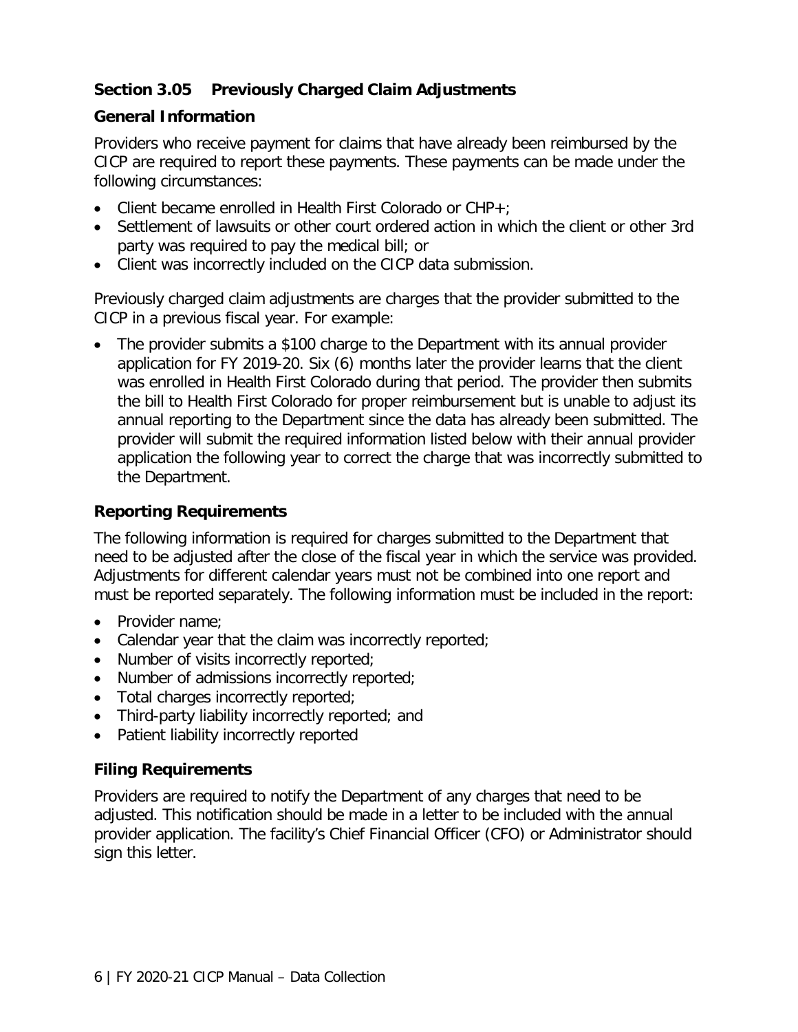## Section 3.05 Previously Charged Claim Adjustments

### General Information

Providers who receive payment for claims that have already been reimbursed by the CICP are required to report these payments. These payments can be made under the following circumstances:

- Client became enrolled in Health First Colorado or CHP+;
- Settlement of lawsuits or other court ordered action in which the client or other 3rd party was required to pay the medical bill; or
- Client was incorrectly included on the CICP data submission.

Previously charged claim adjustments are charges that the provider submitted to the CICP in a previous fiscal year. For example:

- The provider submits a $100 charge to the Department with its annual provider application for FY 2019-20. Six (6) months later the provider learns that the client was enrolled in Health First Colorado during that period. The provider then submits the bill to Health First Colorado for proper reimbursement but is unable to adjust its annual reporting to the Department since the data has already been submitted. The provider will submit the required information listed below with their annual provider application the following year to correct the charge that was incorrectly submitted to the Department.

### Reporting Requirements

The following information is required for charges submitted to the Department that need to be adjusted after the close of the fiscal year in which the service was provided. Adjustments for different calendar years must not be combined into one report and must be reported separately. The following information must be included in the report:

- Provider name;
- Calendar year that the claim was incorrectly reported;
- Number of visits incorrectly reported;
- Number of admissions incorrectly reported;
- Total charges incorrectly reported;
- Third-party liability incorrectly reported; and
- Patient liability incorrectly reported

### Filing Requirements

Providers are required to notify the Department of any charges that need to be adjusted. This notification should be made in a letter to be included with the annual provider application. The facility's Chief Financial Officer (CFO) or Administrator should sign this letter.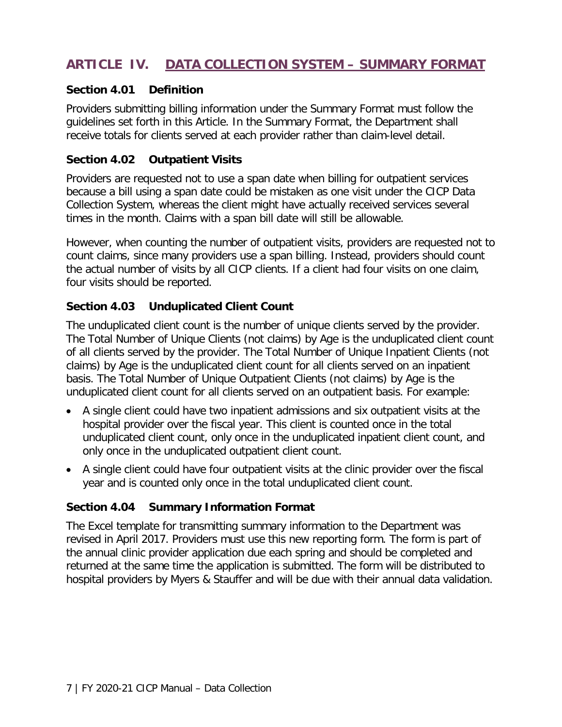## ARTICLE IV. DATA COLLECTION SYSTEM – SUMMARY FORMAT

### Section 4.01 Definition

Providers submitting billing information under the Summary Format must follow the guidelines set forth in this Article. In the Summary Format, the Department shall receive totals for clients served at each provider rather than claim-level detail.

### Section 4.02 Outpatient Visits

Providers are requested not to use a span date when billing for outpatient services because a bill using a span date could be mistaken as one visit under the CICP Data Collection System, whereas the client might have actually received services several times in the month. Claims with a span bill date will still be allowable.

However, when counting the number of outpatient visits, providers are requested not to count claims, since many providers use a span billing. Instead, providers should count the actual number of visits by all CICP clients. If a client had four visits on one claim, four visits should be reported.

### Section 4.03 Unduplicated Client Count

The unduplicated client count is the number of unique clients served by the provider. The Total Number of Unique Clients (not claims) by Age is the unduplicated client count of all clients served by the provider. The Total Number of Unique Inpatient Clients (not claims) by Age is the unduplicated client count for all clients served on an inpatient basis. The Total Number of Unique Outpatient Clients (not claims) by Age is the unduplicated client count for all clients served on an outpatient basis. For example:

- A single client could have two inpatient admissions and six outpatient visits at the hospital provider over the fiscal year. This client is counted once in the total unduplicated client count, only once in the unduplicated inpatient client count, and only once in the unduplicated outpatient client count.
- A single client could have four outpatient visits at the clinic provider over the fiscal year and is counted only once in the total unduplicated client count.

### Section 4.04 Summary Information Format

The Excel template for transmitting summary information to the Department was revised in April 2017. Providers must use this new reporting form. The form is part of the annual clinic provider application due each spring and should be completed and returned at the same time the application is submitted. The form will be distributed to hospital providers by Myers & Stauffer and will be due with their annual data validation.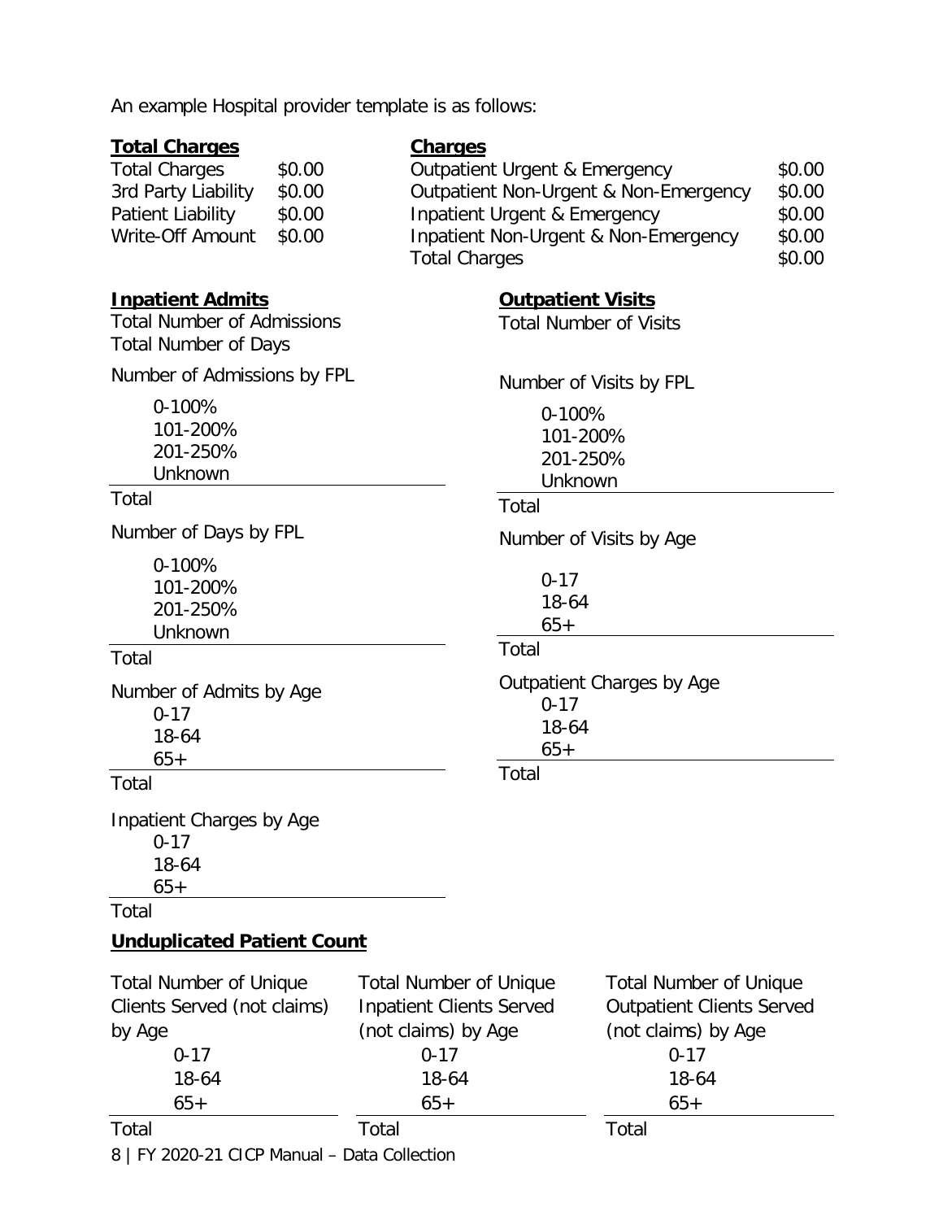An example Hospital provider template is as follows:

**Total Charges**

| Total Charges | $0.00 |
|---|---|
| 3rd Party Liability | $0.00 |
| Patient Liability | $0.00 |
| Write-Off Amount | $0.00 |

**Charges**

| Outpatient Urgent & Emergency | $0.00 |
|---|---|
| Outpatient Non-Urgent & Non-Emergency | $0.00 |
| Inpatient Urgent & Emergency | $0.00 |
| Inpatient Non-Urgent & Non-Emergency | $0.00 |
| Total Charges | $0.00 |

**Inpatient Admits**

Total Number of Admissions

Total Number of Days

Number of Admissions by FPL

- 0-100%
- 101-200%
- 201-250%
- Unknown

Total

Number of Days by FPL

- 0-100%
- 101-200%
- 201-250%
- Unknown

Total

Number of Admits by Age

- 0-17
- 18-64
- 65+

Total

Inpatient Charges by Age

- 0-17
- 18-64
- 65+

Total

**Outpatient Visits**

Total Number of Visits

Number of Visits by FPL

- 0-100%
- 101-200%
- 201-250%
- Unknown

Total

Number of Visits by Age

- 0-17
- 18-64
- 65+

Total

Outpatient Charges by Age

- 0-17
- 18-64
- 65+

Total

**Unduplicated Patient Count**

Total Number of Unique Clients Served (not claims) by Age

- 0-17
- 18-64
- 65+

Total

Total Number of Unique Inpatient Clients Served (not claims) by Age

- 0-17
- 18-64
- 65+

Total

Total Number of Unique Outpatient Clients Served (not claims) by Age

- 0-17
- 18-64
- 65+

Total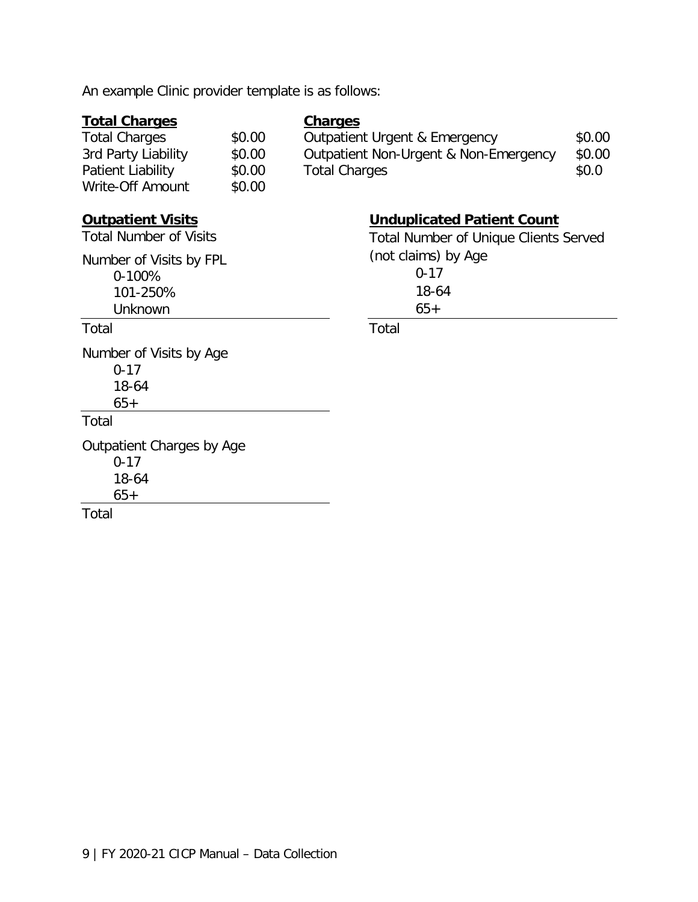An example Clinic provider template is as follows:

**Total Charges**

| | |
|---|---|
| Total Charges | $0.00 |
| 3rd Party Liability | $0.00 |
| Patient Liability | $0.00 |
| Write-Off Amount | $0.00 |

**Charges**

| | |
|---|---|
| Outpatient Urgent & Emergency | $0.00 |
| Outpatient Non-Urgent & Non-Emergency | $0.00 |
| Total Charges | $0.0 |

**Outpatient Visits**

Total Number of Visits

Number of Visits by FPL
- 0-100%
- 101-250%
- Unknown

Total

Number of Visits by Age
- 0-17
- 18-64
- 65+

Total

Outpatient Charges by Age
- 0-17
- 18-64
- 65+

Total

**Unduplicated Patient Count**

Total Number of Unique Clients Served (not claims) by Age
- 0-17
- 18-64
- 65+

Total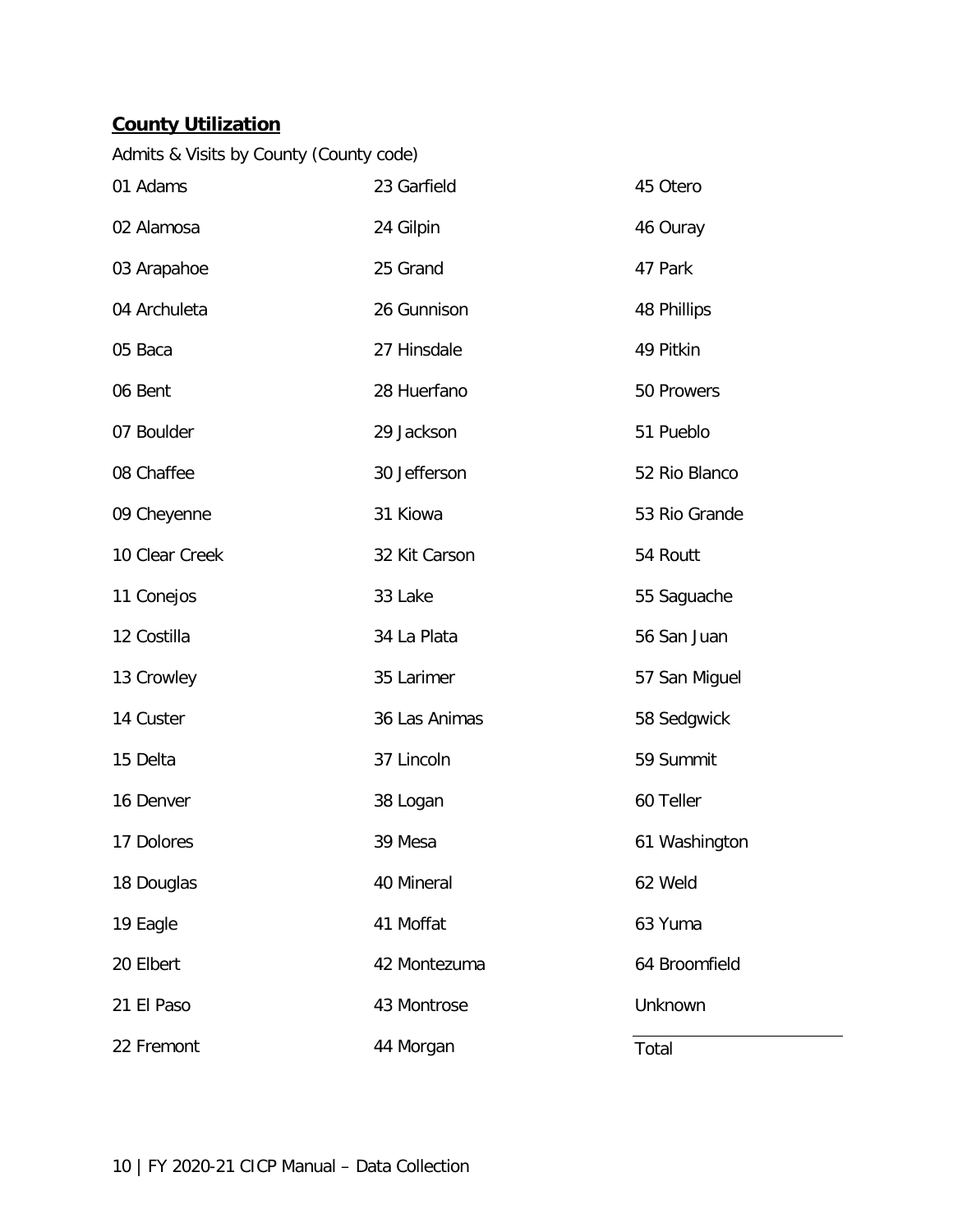**County Utilization**

Admits & Visits by County (County code)

01 Adams
02 Alamosa
03 Arapahoe
04 Archuleta
05 Baca
06 Bent
07 Boulder
08 Chaffee
09 Cheyenne
10 Clear Creek
11 Conejos
12 Costilla
13 Crowley
14 Custer
15 Delta
16 Denver
17 Dolores
18 Douglas
19 Eagle
20 Elbert
21 El Paso
22 Fremont
23 Garfield
24 Gilpin
25 Grand
26 Gunnison
27 Hinsdale
28 Huerfano
29 Jackson
30 Jefferson
31 Kiowa
32 Kit Carson
33 Lake
34 La Plata
35 Larimer
36 Las Animas
37 Lincoln
38 Logan
39 Mesa
40 Mineral
41 Moffat
42 Montezuma
43 Montrose
44 Morgan
45 Otero
46 Ouray
47 Park
48 Phillips
49 Pitkin
50 Prowers
51 Pueblo
52 Rio Blanco
53 Rio Grande
54 Routt
55 Saguache
56 San Juan
57 San Miguel
58 Sedgwick
59 Summit
60 Teller
61 Washington
62 Weld
63 Yuma
64 Broomfield
Unknown

Total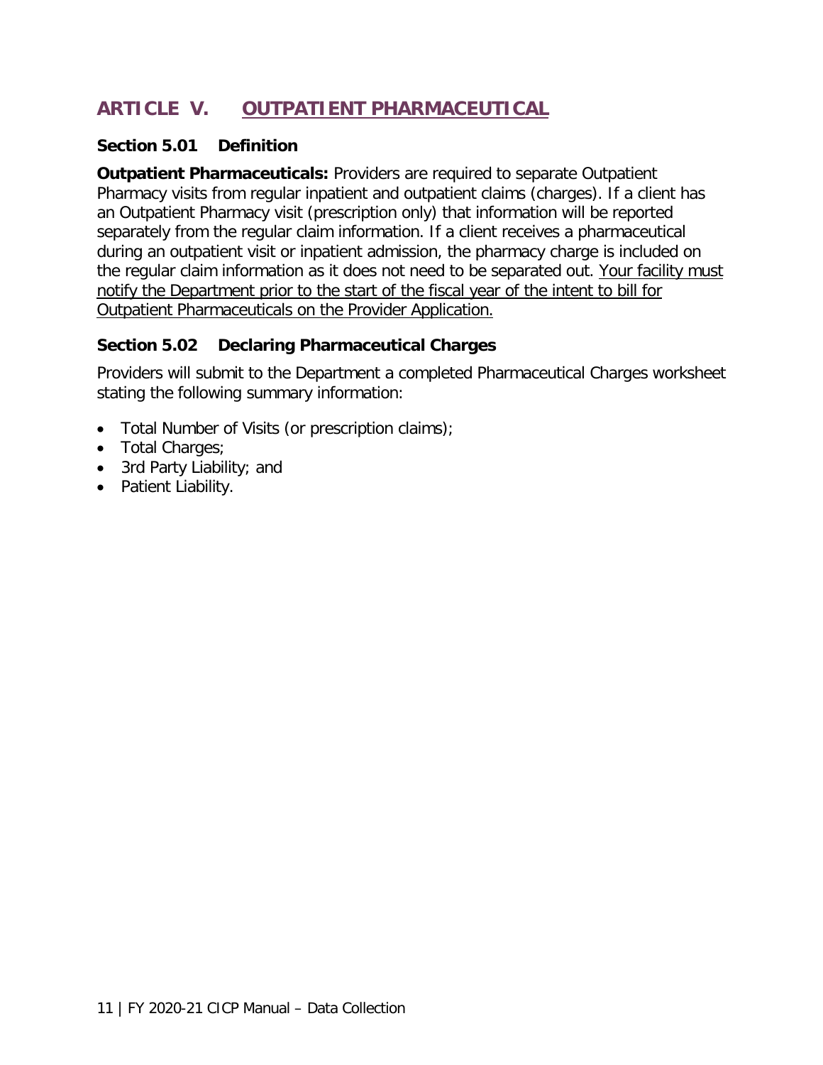# ARTICLE V. OUTPATIENT PHARMACEUTICAL

## Section 5.01 Definition

**Outpatient Pharmaceuticals:** Providers are required to separate Outpatient Pharmacy visits from regular inpatient and outpatient claims (charges). If a client has an Outpatient Pharmacy visit (prescription only) that information will be reported separately from the regular claim information. If a client receives a pharmaceutical during an outpatient visit or inpatient admission, the pharmacy charge is included on the regular claim information as it does not need to be separated out. <u>Your facility must notify the Department prior to the start of the fiscal year of the intent to bill for Outpatient Pharmaceuticals on the Provider Application.</u>

## Section 5.02 Declaring Pharmaceutical Charges

Providers will submit to the Department a completed Pharmaceutical Charges worksheet stating the following summary information:

- Total Number of Visits (or prescription claims);
- Total Charges;
- 3rd Party Liability; and
- Patient Liability.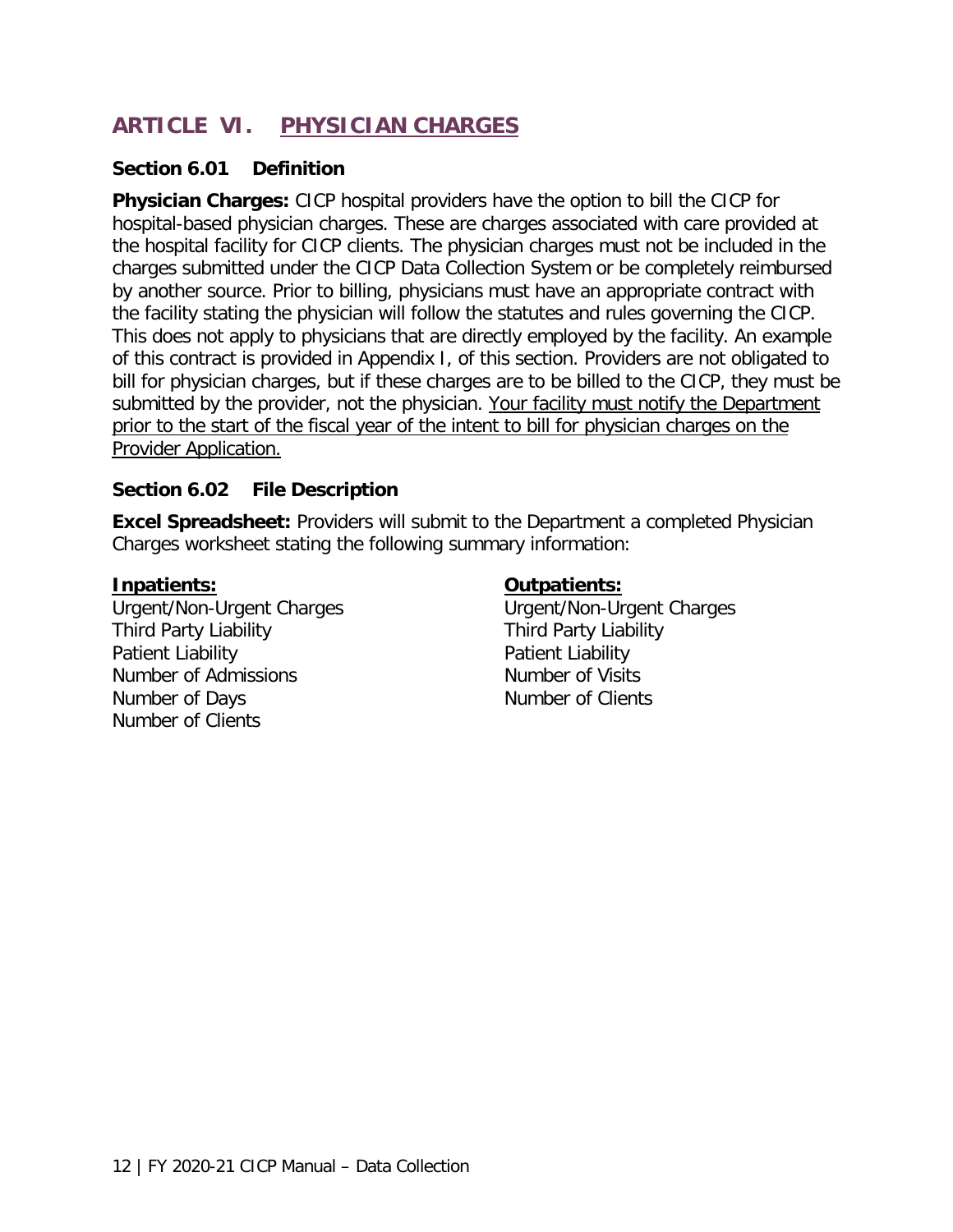# ARTICLE VI. PHYSICIAN CHARGES

## Section 6.01 Definition

**Physician Charges:** CICP hospital providers have the option to bill the CICP for hospital-based physician charges. These are charges associated with care provided at the hospital facility for CICP clients. The physician charges must not be included in the charges submitted under the CICP Data Collection System or be completely reimbursed by another source. Prior to billing, physicians must have an appropriate contract with the facility stating the physician will follow the statutes and rules governing the CICP. This does not apply to physicians that are directly employed by the facility. An example of this contract is provided in Appendix I, of this section. Providers are not obligated to bill for physician charges, but if these charges are to be billed to the CICP, they must be submitted by the provider, not the physician. <u>Your facility must notify the Department prior to the start of the fiscal year of the intent to bill for physician charges on the Provider Application.</u>

## Section 6.02 File Description

**Excel Spreadsheet:** Providers will submit to the Department a completed Physician Charges worksheet stating the following summary information:

**<u>Inpatients:</u>**

Urgent/Non-Urgent Charges
Third Party Liability
Patient Liability
Number of Admissions
Number of Days
Number of Clients

**<u>Outpatients:</u>**

Urgent/Non-Urgent Charges
Third Party Liability
Patient Liability
Number of Visits
Number of Clients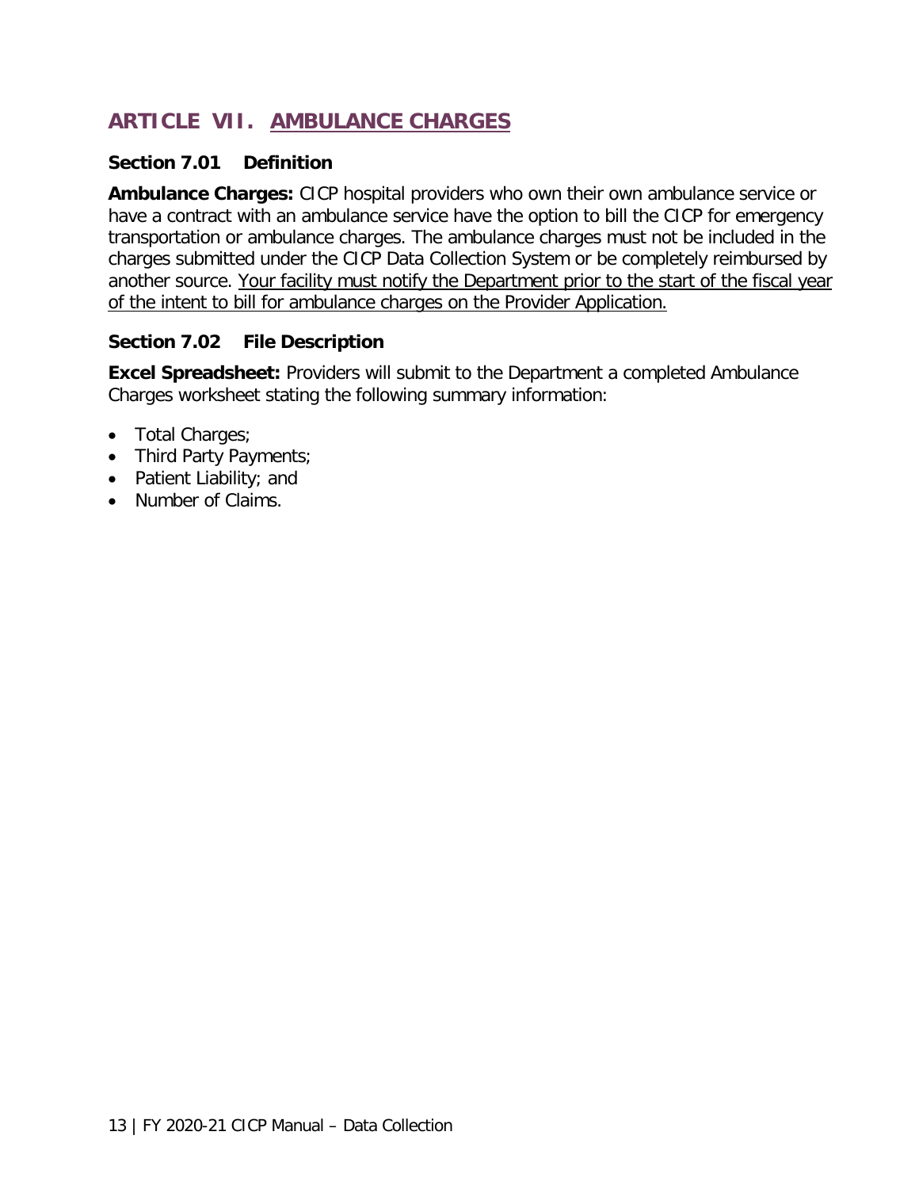# ARTICLE VII. AMBULANCE CHARGES

### Section 7.01 Definition

**Ambulance Charges:** CICP hospital providers who own their own ambulance service or have a contract with an ambulance service have the option to bill the CICP for emergency transportation or ambulance charges. The ambulance charges must not be included in the charges submitted under the CICP Data Collection System or be completely reimbursed by another source. <u>Your facility must notify the Department prior to the start of the fiscal year of the intent to bill for ambulance charges on the Provider Application.</u>

### Section 7.02 File Description

**Excel Spreadsheet:** Providers will submit to the Department a completed Ambulance Charges worksheet stating the following summary information:

- Total Charges;
- Third Party Payments;
- Patient Liability; and
- Number of Claims.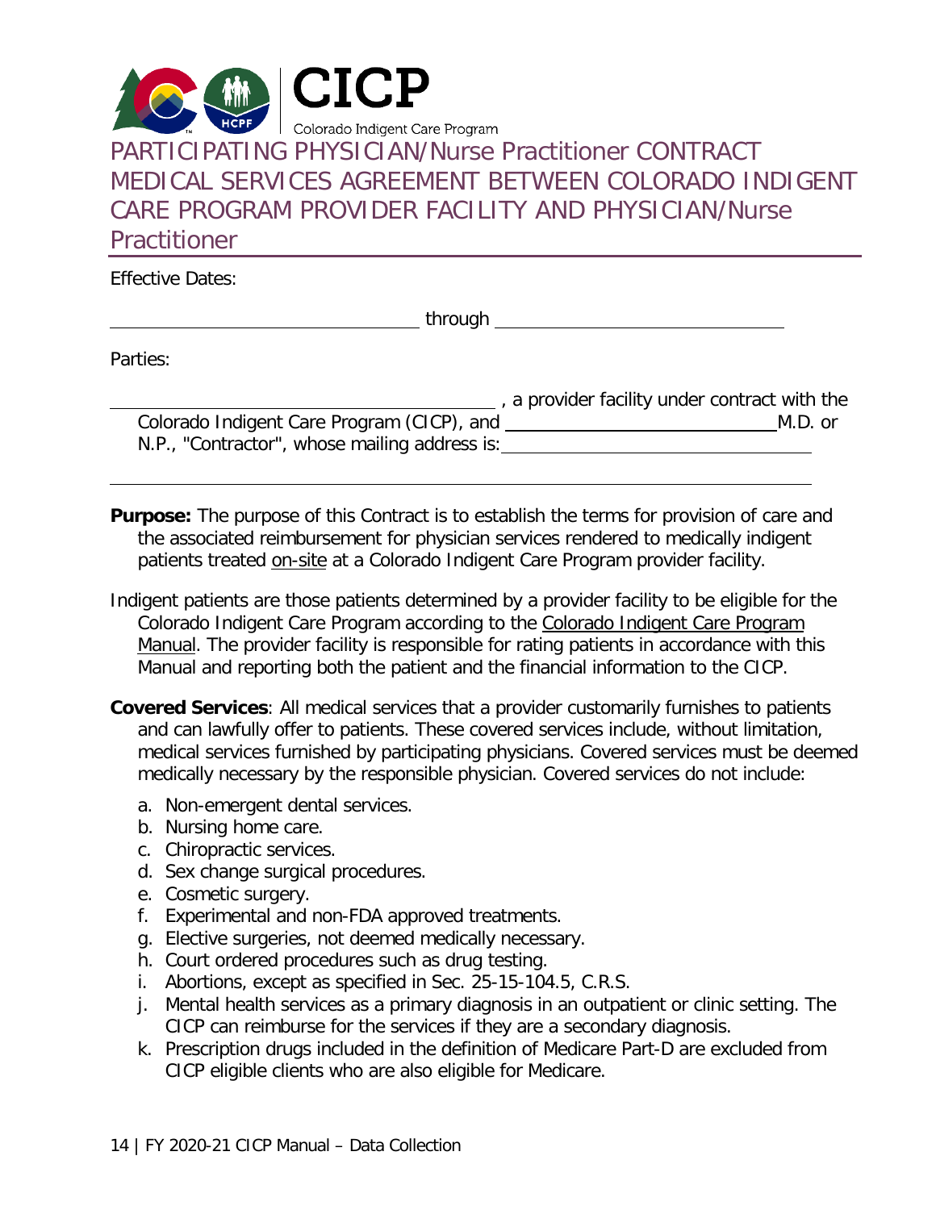CICP

Colorado Indigent Care Program

# PARTICIPATING PHYSICIAN/Nurse Practitioner CONTRACT MEDICAL SERVICES AGREEMENT BETWEEN COLORADO INDIGENT CARE PROGRAM PROVIDER FACILITY AND PHYSICIAN/Nurse Practitioner

Effective Dates:

\_\_\_\_\_\_\_\_\_\_\_\_\_\_\_\_\_\_\_\_\_\_\_\_\_\_\_\_ through \_\_\_\_\_\_\_\_\_\_\_\_\_\_\_\_\_\_\_\_\_\_\_\_\_\_\_\_

Parties:

\_\_\_\_\_\_\_\_\_\_\_\_\_\_\_\_\_\_\_\_\_\_\_\_\_\_\_\_\_\_\_\_\_\_, a provider facility under contract with the Colorado Indigent Care Program (CICP), and \_\_\_\_\_\_\_\_\_\_\_\_\_\_\_\_\_\_\_\_\_\_\_\_\_\_ M.D. or N.P., "Contractor", whose mailing address is: \_\_\_\_\_\_\_\_\_\_\_\_\_\_\_\_\_\_\_\_\_\_\_\_\_\_\_\_

\_\_\_\_\_\_\_\_\_\_\_\_\_\_\_\_\_\_\_\_\_\_\_\_\_\_\_\_\_\_\_\_\_\_\_\_\_\_\_\_\_\_\_\_\_\_\_\_\_\_\_\_\_\_\_\_\_\_\_\_\_\_\_\_\_\_\_\_\_\_

**Purpose:** The purpose of this Contract is to establish the terms for provision of care and the associated reimbursement for physician services rendered to medically indigent patients treated on-site at a Colorado Indigent Care Program provider facility.

Indigent patients are those patients determined by a provider facility to be eligible for the Colorado Indigent Care Program according to the Colorado Indigent Care Program Manual. The provider facility is responsible for rating patients in accordance with this Manual and reporting both the patient and the financial information to the CICP.

**Covered Services**: All medical services that a provider customarily furnishes to patients and can lawfully offer to patients. These covered services include, without limitation, medical services furnished by participating physicians. Covered services must be deemed medically necessary by the responsible physician. Covered services do not include:

a. Non-emergent dental services.
b. Nursing home care.
c. Chiropractic services.
d. Sex change surgical procedures.
e. Cosmetic surgery.
f. Experimental and non-FDA approved treatments.
g. Elective surgeries, not deemed medically necessary.
h. Court ordered procedures such as drug testing.
i. Abortions, except as specified in Sec. 25-15-104.5, C.R.S.
j. Mental health services as a primary diagnosis in an outpatient or clinic setting. The CICP can reimburse for the services if they are a secondary diagnosis.
k. Prescription drugs included in the definition of Medicare Part-D are excluded from CICP eligible clients who are also eligible for Medicare.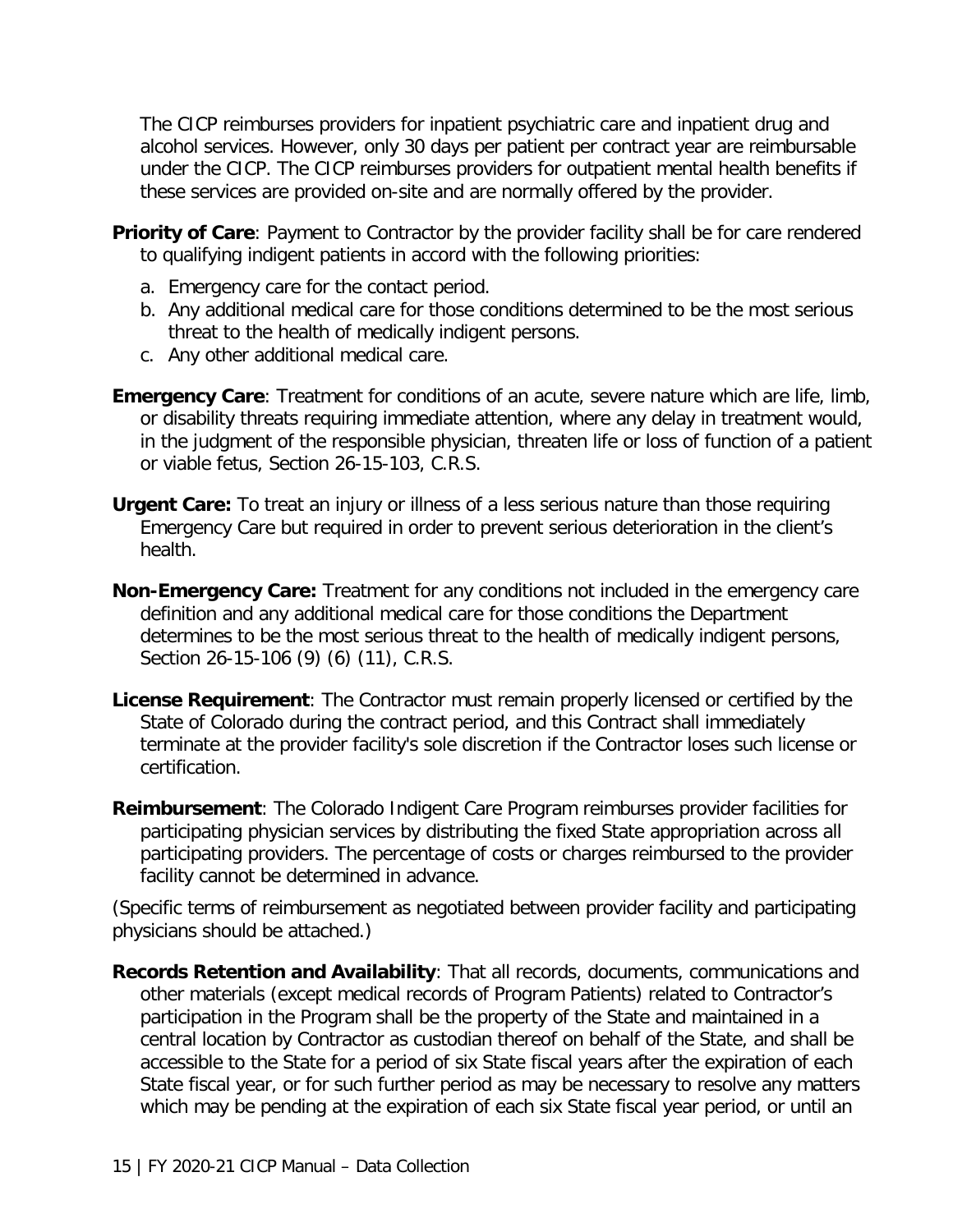The CICP reimburses providers for inpatient psychiatric care and inpatient drug and alcohol services. However, only 30 days per patient per contract year are reimbursable under the CICP. The CICP reimburses providers for outpatient mental health benefits if these services are provided on-site and are normally offered by the provider.

**Priority of Care**: Payment to Contractor by the provider facility shall be for care rendered to qualifying indigent patients in accord with the following priorities:

a. Emergency care for the contact period.
b. Any additional medical care for those conditions determined to be the most serious threat to the health of medically indigent persons.
c. Any other additional medical care.

**Emergency Care**: Treatment for conditions of an acute, severe nature which are life, limb, or disability threats requiring immediate attention, where any delay in treatment would, in the judgment of the responsible physician, threaten life or loss of function of a patient or viable fetus, Section 26-15-103, C.R.S.

**Urgent Care:** To treat an injury or illness of a less serious nature than those requiring Emergency Care but required in order to prevent serious deterioration in the client's health.

**Non-Emergency Care:** Treatment for any conditions not included in the emergency care definition and any additional medical care for those conditions the Department determines to be the most serious threat to the health of medically indigent persons, Section 26-15-106 (9) (6) (11), C.R.S.

**License Requirement**: The Contractor must remain properly licensed or certified by the State of Colorado during the contract period, and this Contract shall immediately terminate at the provider facility's sole discretion if the Contractor loses such license or certification.

**Reimbursement**: The Colorado Indigent Care Program reimburses provider facilities for participating physician services by distributing the fixed State appropriation across all participating providers. The percentage of costs or charges reimbursed to the provider facility cannot be determined in advance.

(Specific terms of reimbursement as negotiated between provider facility and participating physicians should be attached.)

**Records Retention and Availability**: That all records, documents, communications and other materials (except medical records of Program Patients) related to Contractor's participation in the Program shall be the property of the State and maintained in a central location by Contractor as custodian thereof on behalf of the State, and shall be accessible to the State for a period of six State fiscal years after the expiration of each State fiscal year, or for such further period as may be necessary to resolve any matters which may be pending at the expiration of each six State fiscal year period, or until an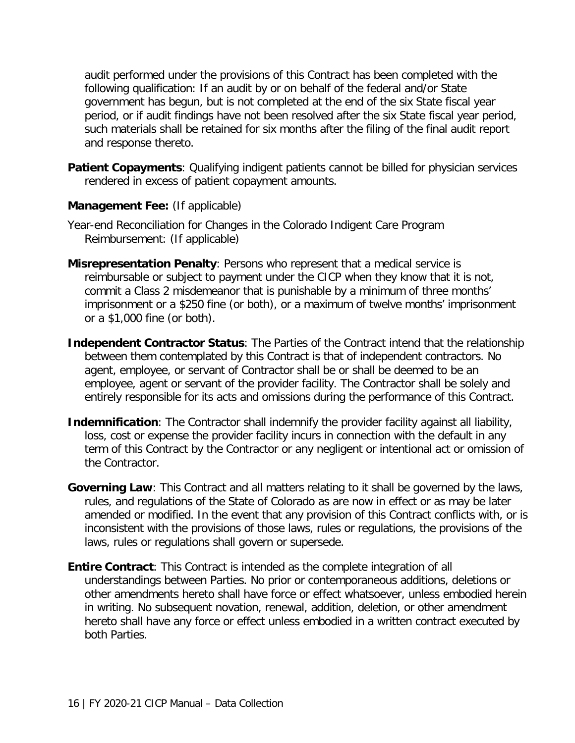audit performed under the provisions of this Contract has been completed with the following qualification: If an audit by or on behalf of the federal and/or State government has begun, but is not completed at the end of the six State fiscal year period, or if audit findings have not been resolved after the six State fiscal year period, such materials shall be retained for six months after the filing of the final audit report and response thereto.

**Patient Copayments**: Qualifying indigent patients cannot be billed for physician services rendered in excess of patient copayment amounts.

**Management Fee:** (If applicable)

Year-end Reconciliation for Changes in the Colorado Indigent Care Program Reimbursement: (If applicable)

**Misrepresentation Penalty**: Persons who represent that a medical service is reimbursable or subject to payment under the CICP when they know that it is not, commit a Class 2 misdemeanor that is punishable by a minimum of three months' imprisonment or a $250 fine (or both), or a maximum of twelve months' imprisonment or a $1,000 fine (or both).

**Independent Contractor Status**: The Parties of the Contract intend that the relationship between them contemplated by this Contract is that of independent contractors. No agent, employee, or servant of Contractor shall be or shall be deemed to be an employee, agent or servant of the provider facility. The Contractor shall be solely and entirely responsible for its acts and omissions during the performance of this Contract.

**Indemnification**: The Contractor shall indemnify the provider facility against all liability, loss, cost or expense the provider facility incurs in connection with the default in any term of this Contract by the Contractor or any negligent or intentional act or omission of the Contractor.

**Governing Law**: This Contract and all matters relating to it shall be governed by the laws, rules, and regulations of the State of Colorado as are now in effect or as may be later amended or modified. In the event that any provision of this Contract conflicts with, or is inconsistent with the provisions of those laws, rules or regulations, the provisions of the laws, rules or regulations shall govern or supersede.

**Entire Contract**: This Contract is intended as the complete integration of all understandings between Parties. No prior or contemporaneous additions, deletions or other amendments hereto shall have force or effect whatsoever, unless embodied herein in writing. No subsequent novation, renewal, addition, deletion, or other amendment hereto shall have any force or effect unless embodied in a written contract executed by both Parties.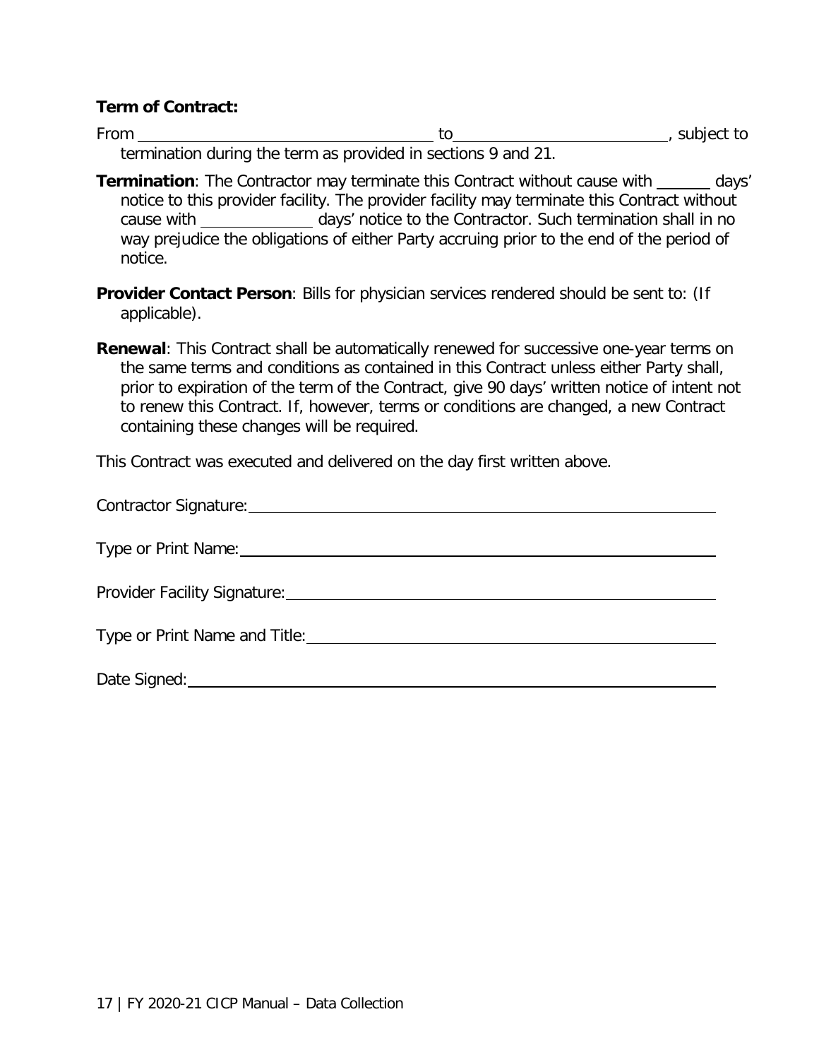**Term of Contract:**

From ________________________________ to________________________, subject to termination during the term as provided in sections 9 and 21.

**Termination**: The Contractor may terminate this Contract without cause with ______ days' notice to this provider facility. The provider facility may terminate this Contract without cause with ____________ days' notice to the Contractor. Such termination shall in no way prejudice the obligations of either Party accruing prior to the end of the period of notice.

**Provider Contact Person**: Bills for physician services rendered should be sent to: (If applicable).

**Renewal**: This Contract shall be automatically renewed for successive one-year terms on the same terms and conditions as contained in this Contract unless either Party shall, prior to expiration of the term of the Contract, give 90 days' written notice of intent not to renew this Contract. If, however, terms or conditions are changed, a new Contract containing these changes will be required.

This Contract was executed and delivered on the day first written above.

Contractor Signature: ________________________________________________

Type or Print Name: ________________________________________________

Provider Facility Signature: ________________________________________________

Type or Print Name and Title: ________________________________________________

Date Signed: ________________________________________________